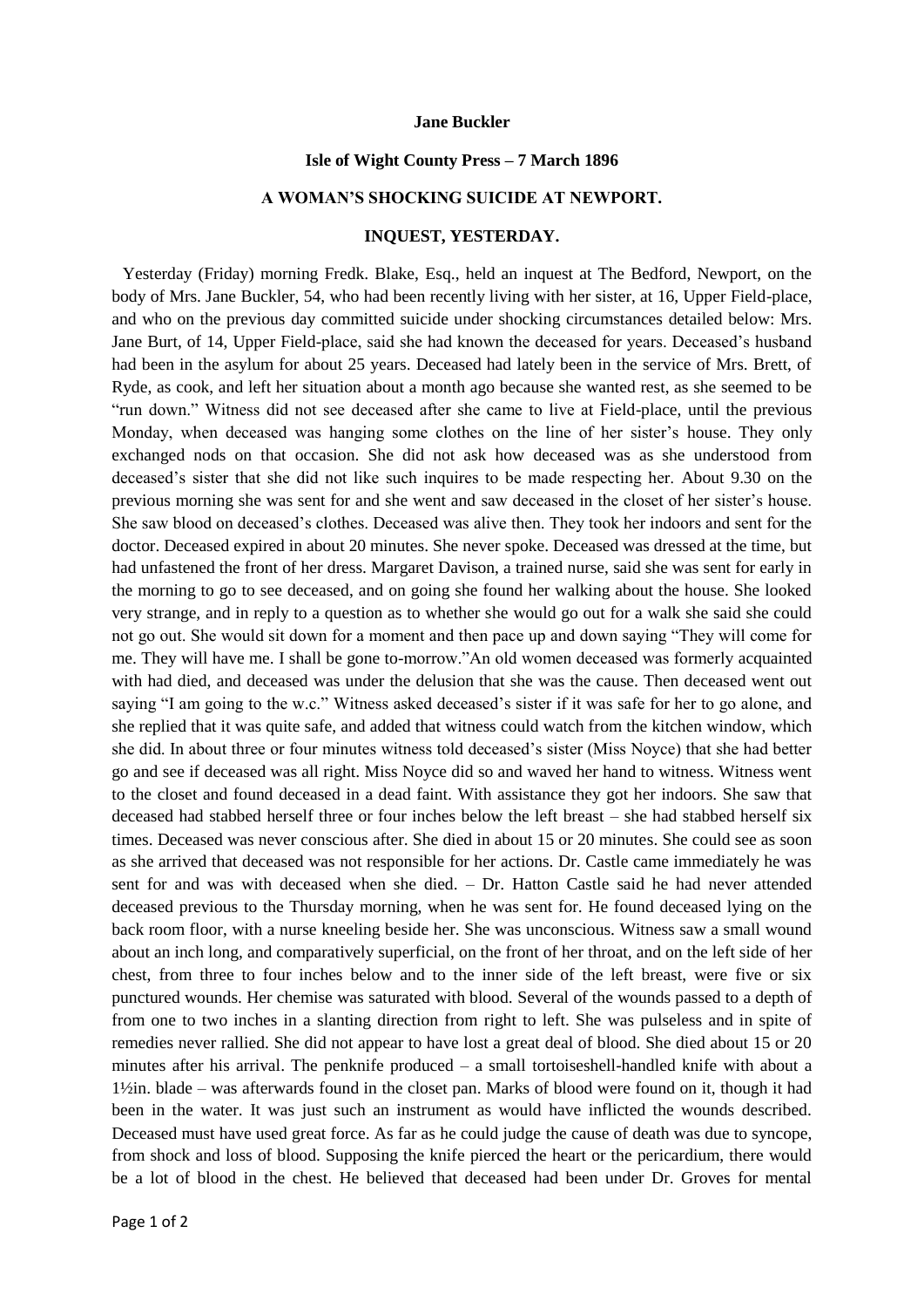**Jane Buckler**

**Isle of Wight County Press – 7 March 1896**

**A WOMAN'S SHOCKING SUICIDE AT NEWPORT.**

**INQUEST, YESTERDAY.**

Yesterday (Friday) morning Fredk. Blake, Esq., held an inquest at The Bedford, Newport, on the body of Mrs. Jane Buckler, 54, who had been recently living with her sister, at 16, Upper Field-place, and who on the previous day committed suicide under shocking circumstances detailed below: Mrs. Jane Burt, of 14, Upper Field-place, said she had known the deceased for years. Deceased's husband had been in the asylum for about 25 years. Deceased had lately been in the service of Mrs. Brett, of Ryde, as cook, and left her situation about a month ago because she wanted rest, as she seemed to be "run down." Witness did not see deceased after she came to live at Field-place, until the previous Monday, when deceased was hanging some clothes on the line of her sister's house. They only exchanged nods on that occasion. She did not ask how deceased was as she understood from deceased's sister that she did not like such inquires to be made respecting her. About 9.30 on the previous morning she was sent for and she went and saw deceased in the closet of her sister's house. She saw blood on deceased's clothes. Deceased was alive then. They took her indoors and sent for the doctor. Deceased expired in about 20 minutes. She never spoke. Deceased was dressed at the time, but had unfastened the front of her dress. Margaret Davison, a trained nurse, said she was sent for early in the morning to go to see deceased, and on going she found her walking about the house. She looked very strange, and in reply to a question as to whether she would go out for a walk she said she could not go out. She would sit down for a moment and then pace up and down saying "They will come for me. They will have me. I shall be gone to-morrow."An old women deceased was formerly acquainted with had died, and deceased was under the delusion that she was the cause. Then deceased went out saying "I am going to the w.c." Witness asked deceased's sister if it was safe for her to go alone, and she replied that it was quite safe, and added that witness could watch from the kitchen window, which she did. In about three or four minutes witness told deceased's sister (Miss Noyce) that she had better go and see if deceased was all right. Miss Noyce did so and waved her hand to witness. Witness went to the closet and found deceased in a dead faint. With assistance they got her indoors. She saw that deceased had stabbed herself three or four inches below the left breast – she had stabbed herself six times. Deceased was never conscious after. She died in about 15 or 20 minutes. She could see as soon as she arrived that deceased was not responsible for her actions. Dr. Castle came immediately he was sent for and was with deceased when she died. – Dr. Hatton Castle said he had never attended deceased previous to the Thursday morning, when he was sent for. He found deceased lying on the back room floor, with a nurse kneeling beside her. She was unconscious. Witness saw a small wound about an inch long, and comparatively superficial, on the front of her throat, and on the left side of her chest, from three to four inches below and to the inner side of the left breast, were five or six punctured wounds. Her chemise was saturated with blood. Several of the wounds passed to a depth of from one to two inches in a slanting direction from right to left. She was pulseless and in spite of remedies never rallied. She did not appear to have lost a great deal of blood. She died about 15 or 20 minutes after his arrival. The penknife produced – a small tortoiseshell-handled knife with about a 1½in. blade – was afterwards found in the closet pan. Marks of blood were found on it, though it had been in the water. It was just such an instrument as would have inflicted the wounds described. Deceased must have used great force. As far as he could judge the cause of death was due to syncope, from shock and loss of blood. Supposing the knife pierced the heart or the pericardium, there would be a lot of blood in the chest. He believed that deceased had been under Dr. Groves for mental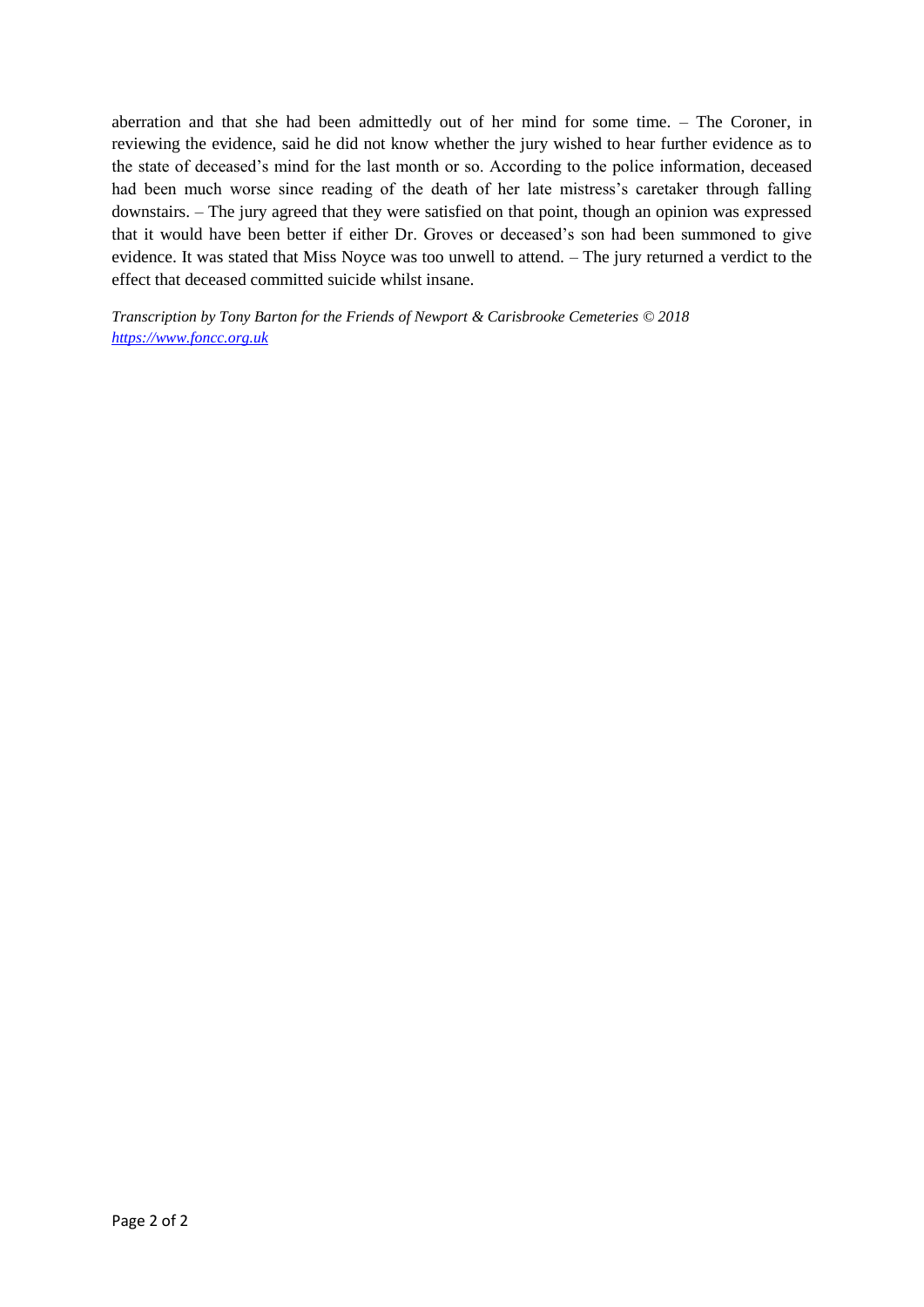aberration and that she had been admittedly out of her mind for some time. – The Coroner, in reviewing the evidence, said he did not know whether the jury wished to hear further evidence as to the state of deceased's mind for the last month or so. According to the police information, deceased had been much worse since reading of the death of her late mistress's caretaker through falling downstairs. – The jury agreed that they were satisfied on that point, though an opinion was expressed that it would have been better if either Dr. Groves or deceased's son had been summoned to give evidence. It was stated that Miss Noyce was too unwell to attend. – The jury returned a verdict to the effect that deceased committed suicide whilst insane.

*Transcription by Tony Barton for the Friends of Newport & Carisbrooke Cemeteries © 2018*
*[https://www.foncc.org.uk](https://www.foncc.org.uk)*